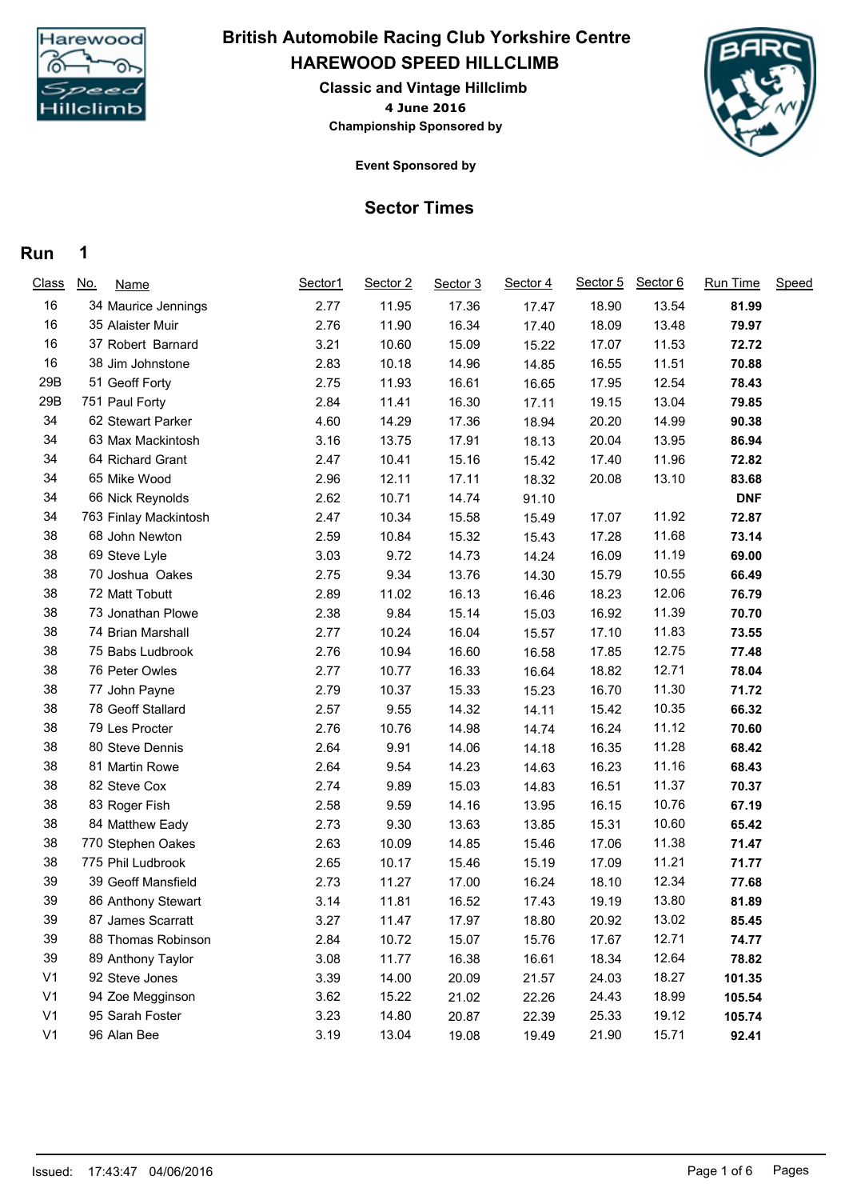# British Automobile Racing Club Yorkshire Centre

## HAREWOOD SPEED HILLCLIMB

### Classic and Vintage Hillclimb

**4 June 2016**

**Championship Sponsored by**

**Event Sponsored by**

## Sector Times

### Run 1

| Class | No. | Name | Sector1 | Sector 2 | Sector 3 | Sector 4 | Sector 5 | Sector 6 | Run Time | Speed |
|---|---|---|---|---|---|---|---|---|---|---|
| 16 | 34 | Maurice Jennings | 2.77 | 11.95 | 17.36 | 17.47 | 18.90 | 13.54 | **81.99** | |
| 16 | 35 | Alaister Muir | 2.76 | 11.90 | 16.34 | 17.40 | 18.09 | 13.48 | **79.97** | |
| 16 | 37 | Robert Barnard | 3.21 | 10.60 | 15.09 | 15.22 | 17.07 | 11.53 | **72.72** | |
| 16 | 38 | Jim Johnstone | 2.83 | 10.18 | 14.96 | 14.85 | 16.55 | 11.51 | **70.88** | |
| 29B | 51 | Geoff Forty | 2.75 | 11.93 | 16.61 | 16.65 | 17.95 | 12.54 | **78.43** | |
| 29B | 751 | Paul Forty | 2.84 | 11.41 | 16.30 | 17.11 | 19.15 | 13.04 | **79.85** | |
| 34 | 62 | Stewart Parker | 4.60 | 14.29 | 17.36 | 18.94 | 20.20 | 14.99 | **90.38** | |
| 34 | 63 | Max Mackintosh | 3.16 | 13.75 | 17.91 | 18.13 | 20.04 | 13.95 | **86.94** | |
| 34 | 64 | Richard Grant | 2.47 | 10.41 | 15.16 | 15.42 | 17.40 | 11.96 | **72.82** | |
| 34 | 65 | Mike Wood | 2.96 | 12.11 | 17.11 | 18.32 | 20.08 | 13.10 | **83.68** | |
| 34 | 66 | Nick Reynolds | 2.62 | 10.71 | 14.74 | 91.10 | | | **DNF** | |
| 34 | 763 | Finlay Mackintosh | 2.47 | 10.34 | 15.58 | 15.49 | 17.07 | 11.92 | **72.87** | |
| 38 | 68 | John Newton | 2.59 | 10.84 | 15.32 | 15.43 | 17.28 | 11.68 | **73.14** | |
| 38 | 69 | Steve Lyle | 3.03 | 9.72 | 14.73 | 14.24 | 16.09 | 11.19 | **69.00** | |
| 38 | 70 | Joshua Oakes | 2.75 | 9.34 | 13.76 | 14.30 | 15.79 | 10.55 | **66.49** | |
| 38 | 72 | Matt Tobutt | 2.89 | 11.02 | 16.13 | 16.46 | 18.23 | 12.06 | **76.79** | |
| 38 | 73 | Jonathan Plowe | 2.38 | 9.84 | 15.14 | 15.03 | 16.92 | 11.39 | **70.70** | |
| 38 | 74 | Brian Marshall | 2.77 | 10.24 | 16.04 | 15.57 | 17.10 | 11.83 | **73.55** | |
| 38 | 75 | Babs Ludbrook | 2.76 | 10.94 | 16.60 | 16.58 | 17.85 | 12.75 | **77.48** | |
| 38 | 76 | Peter Owles | 2.77 | 10.77 | 16.33 | 16.64 | 18.82 | 12.71 | **78.04** | |
| 38 | 77 | John Payne | 2.79 | 10.37 | 15.33 | 15.23 | 16.70 | 11.30 | **71.72** | |
| 38 | 78 | Geoff Stallard | 2.57 | 9.55 | 14.32 | 14.11 | 15.42 | 10.35 | **66.32** | |
| 38 | 79 | Les Procter | 2.76 | 10.76 | 14.98 | 14.74 | 16.24 | 11.12 | **70.60** | |
| 38 | 80 | Steve Dennis | 2.64 | 9.91 | 14.06 | 14.18 | 16.35 | 11.28 | **68.42** | |
| 38 | 81 | Martin Rowe | 2.64 | 9.54 | 14.23 | 14.63 | 16.23 | 11.16 | **68.43** | |
| 38 | 82 | Steve Cox | 2.74 | 9.89 | 15.03 | 14.83 | 16.51 | 11.37 | **70.37** | |
| 38 | 83 | Roger Fish | 2.58 | 9.59 | 14.16 | 13.95 | 16.15 | 10.76 | **67.19** | |
| 38 | 84 | Matthew Eady | 2.73 | 9.30 | 13.63 | 13.85 | 15.31 | 10.60 | **65.42** | |
| 38 | 770 | Stephen Oakes | 2.63 | 10.09 | 14.85 | 15.46 | 17.06 | 11.38 | **71.47** | |
| 38 | 775 | Phil Ludbrook | 2.65 | 10.17 | 15.46 | 15.19 | 17.09 | 11.21 | **71.77** | |
| 39 | 39 | Geoff Mansfield | 2.73 | 11.27 | 17.00 | 16.24 | 18.10 | 12.34 | **77.68** | |
| 39 | 86 | Anthony Stewart | 3.14 | 11.81 | 16.52 | 17.43 | 19.19 | 13.80 | **81.89** | |
| 39 | 87 | James Scarratt | 3.27 | 11.47 | 17.97 | 18.80 | 20.92 | 13.02 | **85.45** | |
| 39 | 88 | Thomas Robinson | 2.84 | 10.72 | 15.07 | 15.76 | 17.67 | 12.71 | **74.77** | |
| 39 | 89 | Anthony Taylor | 3.08 | 11.77 | 16.38 | 16.61 | 18.34 | 12.64 | **78.82** | |
| V1 | 92 | Steve Jones | 3.39 | 14.00 | 20.09 | 21.57 | 24.03 | 18.27 | **101.35** | |
| V1 | 94 | Zoe Megginson | 3.62 | 15.22 | 21.02 | 22.26 | 24.43 | 18.99 | **105.54** | |
| V1 | 95 | Sarah Foster | 3.23 | 14.80 | 20.87 | 22.39 | 25.33 | 19.12 | **105.74** | |
| V1 | 96 | Alan Bee | 3.19 | 13.04 | 19.08 | 19.49 | 21.90 | 15.71 | **92.41** | |

Issued: 17:43:47 04/06/2016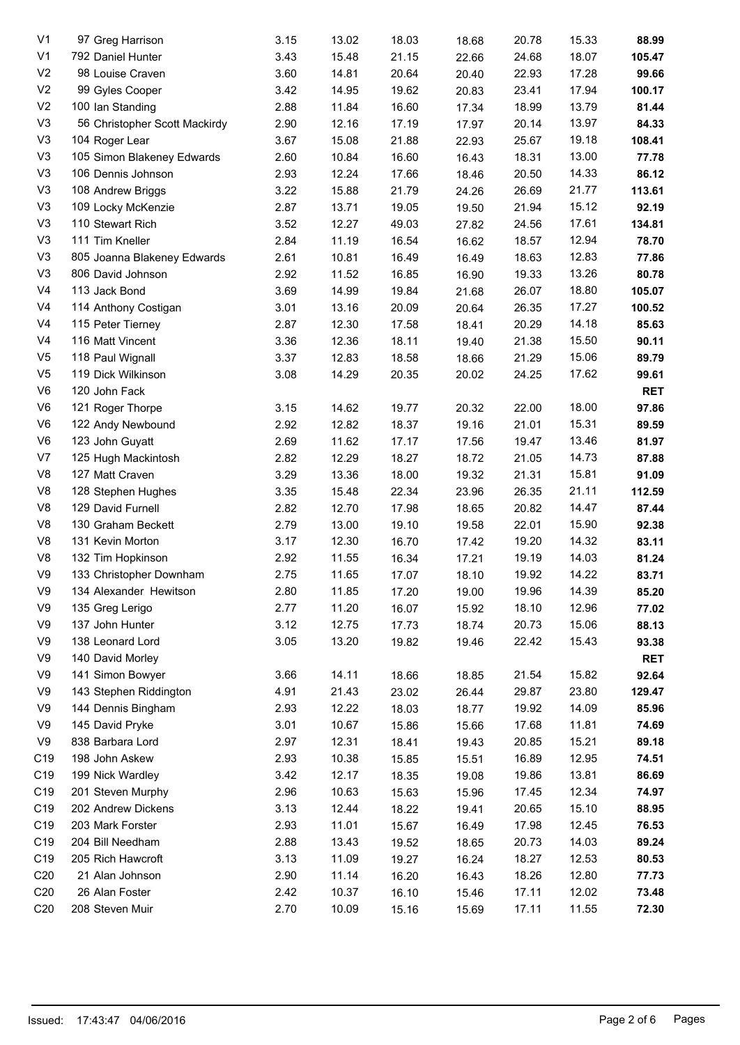| | | | | | | | | |
|---|---|---|---|---|---|---|---|---|
| V1 | 97 Greg Harrison | 3.15 | 13.02 | 18.03 | 18.68 | 20.78 | 15.33 | **88.99** |
| V1 | 792 Daniel Hunter | 3.43 | 15.48 | 21.15 | 22.66 | 24.68 | 18.07 | **105.47** |
| V2 | 98 Louise Craven | 3.60 | 14.81 | 20.64 | 20.40 | 22.93 | 17.28 | **99.66** |
| V2 | 99 Gyles Cooper | 3.42 | 14.95 | 19.62 | 20.83 | 23.41 | 17.94 | **100.17** |
| V2 | 100 Ian Standing | 2.88 | 11.84 | 16.60 | 17.34 | 18.99 | 13.79 | **81.44** |
| V3 | 56 Christopher Scott Mackirdy | 2.90 | 12.16 | 17.19 | 17.97 | 20.14 | 13.97 | **84.33** |
| V3 | 104 Roger Lear | 3.67 | 15.08 | 21.88 | 22.93 | 25.67 | 19.18 | **108.41** |
| V3 | 105 Simon Blakeney Edwards | 2.60 | 10.84 | 16.60 | 16.43 | 18.31 | 13.00 | **77.78** |
| V3 | 106 Dennis Johnson | 2.93 | 12.24 | 17.66 | 18.46 | 20.50 | 14.33 | **86.12** |
| V3 | 108 Andrew Briggs | 3.22 | 15.88 | 21.79 | 24.26 | 26.69 | 21.77 | **113.61** |
| V3 | 109 Locky McKenzie | 2.87 | 13.71 | 19.05 | 19.50 | 21.94 | 15.12 | **92.19** |
| V3 | 110 Stewart Rich | 3.52 | 12.27 | 49.03 | 27.82 | 24.56 | 17.61 | **134.81** |
| V3 | 111 Tim Kneller | 2.84 | 11.19 | 16.54 | 16.62 | 18.57 | 12.94 | **78.70** |
| V3 | 805 Joanna Blakeney Edwards | 2.61 | 10.81 | 16.49 | 16.49 | 18.63 | 12.83 | **77.86** |
| V3 | 806 David Johnson | 2.92 | 11.52 | 16.85 | 16.90 | 19.33 | 13.26 | **80.78** |
| V4 | 113 Jack Bond | 3.69 | 14.99 | 19.84 | 21.68 | 26.07 | 18.80 | **105.07** |
| V4 | 114 Anthony Costigan | 3.01 | 13.16 | 20.09 | 20.64 | 26.35 | 17.27 | **100.52** |
| V4 | 115 Peter Tierney | 2.87 | 12.30 | 17.58 | 18.41 | 20.29 | 14.18 | **85.63** |
| V4 | 116 Matt Vincent | 3.36 | 12.36 | 18.11 | 19.40 | 21.38 | 15.50 | **90.11** |
| V5 | 118 Paul Wignall | 3.37 | 12.83 | 18.58 | 18.66 | 21.29 | 15.06 | **89.79** |
| V5 | 119 Dick Wilkinson | 3.08 | 14.29 | 20.35 | 20.02 | 24.25 | 17.62 | **99.61** |
| V6 | 120 John Fack | | | | | | | **RET** |
| V6 | 121 Roger Thorpe | 3.15 | 14.62 | 19.77 | 20.32 | 22.00 | 18.00 | **97.86** |
| V6 | 122 Andy Newbound | 2.92 | 12.82 | 18.37 | 19.16 | 21.01 | 15.31 | **89.59** |
| V6 | 123 John Guyatt | 2.69 | 11.62 | 17.17 | 17.56 | 19.47 | 13.46 | **81.97** |
| V7 | 125 Hugh Mackintosh | 2.82 | 12.29 | 18.27 | 18.72 | 21.05 | 14.73 | **87.88** |
| V8 | 127 Matt Craven | 3.29 | 13.36 | 18.00 | 19.32 | 21.31 | 15.81 | **91.09** |
| V8 | 128 Stephen Hughes | 3.35 | 15.48 | 22.34 | 23.96 | 26.35 | 21.11 | **112.59** |
| V8 | 129 David Furnell | 2.82 | 12.70 | 17.98 | 18.65 | 20.82 | 14.47 | **87.44** |
| V8 | 130 Graham Beckett | 2.79 | 13.00 | 19.10 | 19.58 | 22.01 | 15.90 | **92.38** |
| V8 | 131 Kevin Morton | 3.17 | 12.30 | 16.70 | 17.42 | 19.20 | 14.32 | **83.11** |
| V8 | 132 Tim Hopkinson | 2.92 | 11.55 | 16.34 | 17.21 | 19.19 | 14.03 | **81.24** |
| V9 | 133 Christopher Downham | 2.75 | 11.65 | 17.07 | 18.10 | 19.92 | 14.22 | **83.71** |
| V9 | 134 Alexander Hewitson | 2.80 | 11.85 | 17.20 | 19.00 | 19.96 | 14.39 | **85.20** |
| V9 | 135 Greg Lerigo | 2.77 | 11.20 | 16.07 | 15.92 | 18.10 | 12.96 | **77.02** |
| V9 | 137 John Hunter | 3.12 | 12.75 | 17.73 | 18.74 | 20.73 | 15.06 | **88.13** |
| V9 | 138 Leonard Lord | 3.05 | 13.20 | 19.82 | 19.46 | 22.42 | 15.43 | **93.38** |
| V9 | 140 David Morley | | | | | | | **RET** |
| V9 | 141 Simon Bowyer | 3.66 | 14.11 | 18.66 | 18.85 | 21.54 | 15.82 | **92.64** |
| V9 | 143 Stephen Riddington | 4.91 | 21.43 | 23.02 | 26.44 | 29.87 | 23.80 | **129.47** |
| V9 | 144 Dennis Bingham | 2.93 | 12.22 | 18.03 | 18.77 | 19.92 | 14.09 | **85.96** |
| V9 | 145 David Pryke | 3.01 | 10.67 | 15.86 | 15.66 | 17.68 | 11.81 | **74.69** |
| V9 | 838 Barbara Lord | 2.97 | 12.31 | 18.41 | 19.43 | 20.85 | 15.21 | **89.18** |
| C19 | 198 John Askew | 2.93 | 10.38 | 15.85 | 15.51 | 16.89 | 12.95 | **74.51** |
| C19 | 199 Nick Wardley | 3.42 | 12.17 | 18.35 | 19.08 | 19.86 | 13.81 | **86.69** |
| C19 | 201 Steven Murphy | 2.96 | 10.63 | 15.63 | 15.96 | 17.45 | 12.34 | **74.97** |
| C19 | 202 Andrew Dickens | 3.13 | 12.44 | 18.22 | 19.41 | 20.65 | 15.10 | **88.95** |
| C19 | 203 Mark Forster | 2.93 | 11.01 | 15.67 | 16.49 | 17.98 | 12.45 | **76.53** |
| C19 | 204 Bill Needham | 2.88 | 13.43 | 19.52 | 18.65 | 20.73 | 14.03 | **89.24** |
| C19 | 205 Rich Hawcroft | 3.13 | 11.09 | 19.27 | 16.24 | 18.27 | 12.53 | **80.53** |
| C20 | 21 Alan Johnson | 2.90 | 11.14 | 16.20 | 16.43 | 18.26 | 12.80 | **77.73** |
| C20 | 26 Alan Foster | 2.42 | 10.37 | 16.10 | 15.46 | 17.11 | 12.02 | **73.48** |
| C20 | 208 Steven Muir | 2.70 | 10.09 | 15.16 | 15.69 | 17.11 | 11.55 | **72.30** |

Issued: 17:43:47 04/06/2016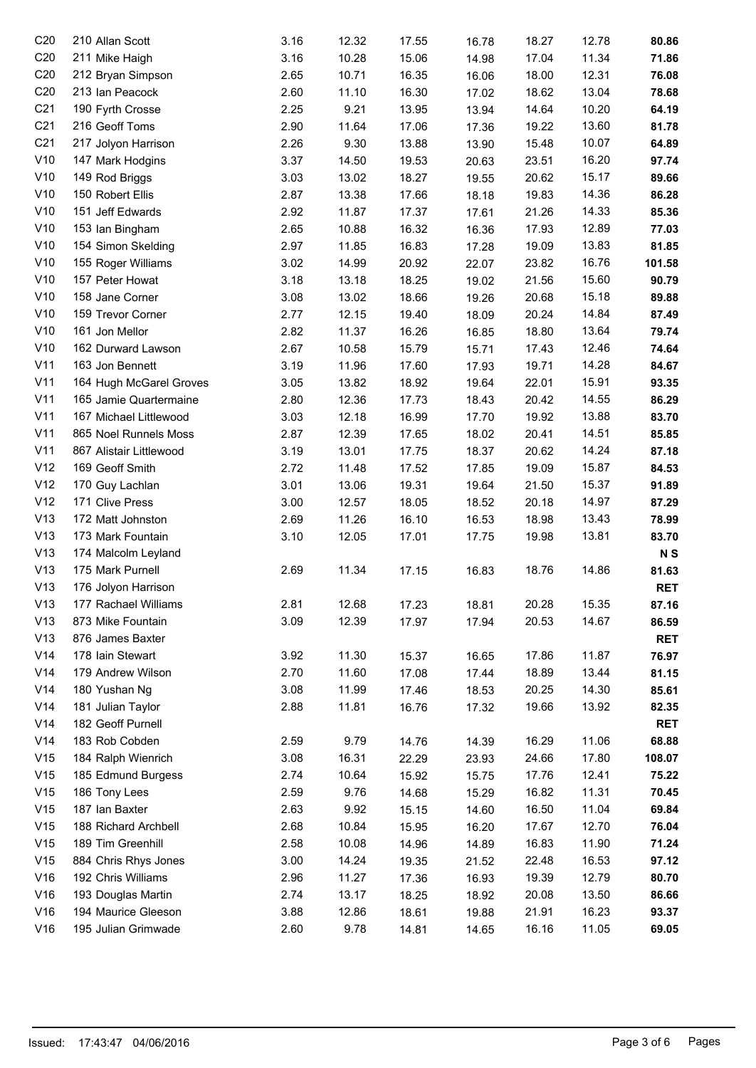| | | | | | | | | |
|---|---|---|---|---|---|---|---|---|
| C20 | 210 Allan Scott | 3.16 | 12.32 | 17.55 | 16.78 | 18.27 | 12.78 | **80.86** |
| C20 | 211 Mike Haigh | 3.16 | 10.28 | 15.06 | 14.98 | 17.04 | 11.34 | **71.86** |
| C20 | 212 Bryan Simpson | 2.65 | 10.71 | 16.35 | 16.06 | 18.00 | 12.31 | **76.08** |
| C20 | 213 Ian Peacock | 2.60 | 11.10 | 16.30 | 17.02 | 18.62 | 13.04 | **78.68** |
| C21 | 190 Fyrth Crosse | 2.25 | 9.21 | 13.95 | 13.94 | 14.64 | 10.20 | **64.19** |
| C21 | 216 Geoff Toms | 2.90 | 11.64 | 17.06 | 17.36 | 19.22 | 13.60 | **81.78** |
| C21 | 217 Jolyon Harrison | 2.26 | 9.30 | 13.88 | 13.90 | 15.48 | 10.07 | **64.89** |
| V10 | 147 Mark Hodgins | 3.37 | 14.50 | 19.53 | 20.63 | 23.51 | 16.20 | **97.74** |
| V10 | 149 Rod Briggs | 3.03 | 13.02 | 18.27 | 19.55 | 20.62 | 15.17 | **89.66** |
| V10 | 150 Robert Ellis | 2.87 | 13.38 | 17.66 | 18.18 | 19.83 | 14.36 | **86.28** |
| V10 | 151 Jeff Edwards | 2.92 | 11.87 | 17.37 | 17.61 | 21.26 | 14.33 | **85.36** |
| V10 | 153 Ian Bingham | 2.65 | 10.88 | 16.32 | 16.36 | 17.93 | 12.89 | **77.03** |
| V10 | 154 Simon Skelding | 2.97 | 11.85 | 16.83 | 17.28 | 19.09 | 13.83 | **81.85** |
| V10 | 155 Roger Williams | 3.02 | 14.99 | 20.92 | 22.07 | 23.82 | 16.76 | **101.58** |
| V10 | 157 Peter Howat | 3.18 | 13.18 | 18.25 | 19.02 | 21.56 | 15.60 | **90.79** |
| V10 | 158 Jane Corner | 3.08 | 13.02 | 18.66 | 19.26 | 20.68 | 15.18 | **89.88** |
| V10 | 159 Trevor Corner | 2.77 | 12.15 | 19.40 | 18.09 | 20.24 | 14.84 | **87.49** |
| V10 | 161 Jon Mellor | 2.82 | 11.37 | 16.26 | 16.85 | 18.80 | 13.64 | **79.74** |
| V10 | 162 Durward Lawson | 2.67 | 10.58 | 15.79 | 15.71 | 17.43 | 12.46 | **74.64** |
| V11 | 163 Jon Bennett | 3.19 | 11.96 | 17.60 | 17.93 | 19.71 | 14.28 | **84.67** |
| V11 | 164 Hugh McGarel Groves | 3.05 | 13.82 | 18.92 | 19.64 | 22.01 | 15.91 | **93.35** |
| V11 | 165 Jamie Quartermaine | 2.80 | 12.36 | 17.73 | 18.43 | 20.42 | 14.55 | **86.29** |
| V11 | 167 Michael Littlewood | 3.03 | 12.18 | 16.99 | 17.70 | 19.92 | 13.88 | **83.70** |
| V11 | 865 Noel Runnels Moss | 2.87 | 12.39 | 17.65 | 18.02 | 20.41 | 14.51 | **85.85** |
| V11 | 867 Alistair Littlewood | 3.19 | 13.01 | 17.75 | 18.37 | 20.62 | 14.24 | **87.18** |
| V12 | 169 Geoff Smith | 2.72 | 11.48 | 17.52 | 17.85 | 19.09 | 15.87 | **84.53** |
| V12 | 170 Guy Lachlan | 3.01 | 13.06 | 19.31 | 19.64 | 21.50 | 15.37 | **91.89** |
| V12 | 171 Clive Press | 3.00 | 12.57 | 18.05 | 18.52 | 20.18 | 14.97 | **87.29** |
| V13 | 172 Matt Johnston | 2.69 | 11.26 | 16.10 | 16.53 | 18.98 | 13.43 | **78.99** |
| V13 | 173 Mark Fountain | 3.10 | 12.05 | 17.01 | 17.75 | 19.98 | 13.81 | **83.70** |
| V13 | 174 Malcolm Leyland | | | | | | | **N S** |
| V13 | 175 Mark Purnell | 2.69 | 11.34 | 17.15 | 16.83 | 18.76 | 14.86 | **81.63** |
| V13 | 176 Jolyon Harrison | | | | | | | **RET** |
| V13 | 177 Rachael Williams | 2.81 | 12.68 | 17.23 | 18.81 | 20.28 | 15.35 | **87.16** |
| V13 | 873 Mike Fountain | 3.09 | 12.39 | 17.97 | 17.94 | 20.53 | 14.67 | **86.59** |
| V13 | 876 James Baxter | | | | | | | **RET** |
| V14 | 178 Iain Stewart | 3.92 | 11.30 | 15.37 | 16.65 | 17.86 | 11.87 | **76.97** |
| V14 | 179 Andrew Wilson | 2.70 | 11.60 | 17.08 | 17.44 | 18.89 | 13.44 | **81.15** |
| V14 | 180 Yushan Ng | 3.08 | 11.99 | 17.46 | 18.53 | 20.25 | 14.30 | **85.61** |
| V14 | 181 Julian Taylor | 2.88 | 11.81 | 16.76 | 17.32 | 19.66 | 13.92 | **82.35** |
| V14 | 182 Geoff Purnell | | | | | | | **RET** |
| V14 | 183 Rob Cobden | 2.59 | 9.79 | 14.76 | 14.39 | 16.29 | 11.06 | **68.88** |
| V15 | 184 Ralph Wienrich | 3.08 | 16.31 | 22.29 | 23.93 | 24.66 | 17.80 | **108.07** |
| V15 | 185 Edmund Burgess | 2.74 | 10.64 | 15.92 | 15.75 | 17.76 | 12.41 | **75.22** |
| V15 | 186 Tony Lees | 2.59 | 9.76 | 14.68 | 15.29 | 16.82 | 11.31 | **70.45** |
| V15 | 187 Ian Baxter | 2.63 | 9.92 | 15.15 | 14.60 | 16.50 | 11.04 | **69.84** |
| V15 | 188 Richard Archbell | 2.68 | 10.84 | 15.95 | 16.20 | 17.67 | 12.70 | **76.04** |
| V15 | 189 Tim Greenhill | 2.58 | 10.08 | 14.96 | 14.89 | 16.83 | 11.90 | **71.24** |
| V15 | 884 Chris Rhys Jones | 3.00 | 14.24 | 19.35 | 21.52 | 22.48 | 16.53 | **97.12** |
| V16 | 192 Chris Williams | 2.96 | 11.27 | 17.36 | 16.93 | 19.39 | 12.79 | **80.70** |
| V16 | 193 Douglas Martin | 2.74 | 13.17 | 18.25 | 18.92 | 20.08 | 13.50 | **86.66** |
| V16 | 194 Maurice Gleeson | 3.88 | 12.86 | 18.61 | 19.88 | 21.91 | 16.23 | **93.37** |
| V16 | 195 Julian Grimwade | 2.60 | 9.78 | 14.81 | 14.65 | 16.16 | 11.05 | **69.05** |

Issued: 17:43:47 04/06/2016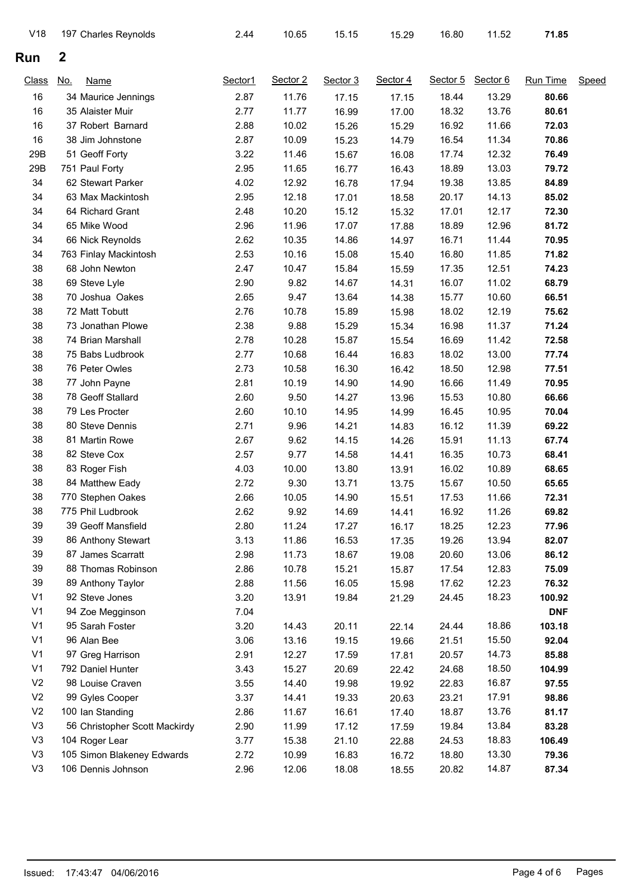| V18 | 197 Charles Reynolds | 2.44 | 10.65 | 15.15 | 15.29 | 16.80 | 11.52 | **71.85** | |
|---|---|---|---|---|---|---|---|---|---|

## Run 2

| Class | No. Name | Sector1 | Sector 2 | Sector 3 | Sector 4 | Sector 5 | Sector 6 | Run Time | Speed |
|---|---|---|---|---|---|---|---|---|---|
| 16 | 34 Maurice Jennings | 2.87 | 11.76 | 17.15 | 17.15 | 18.44 | 13.29 | **80.66** | |
| 16 | 35 Alaister Muir | 2.77 | 11.77 | 16.99 | 17.00 | 18.32 | 13.76 | **80.61** | |
| 16 | 37 Robert Barnard | 2.88 | 10.02 | 15.26 | 15.29 | 16.92 | 11.66 | **72.03** | |
| 16 | 38 Jim Johnstone | 2.87 | 10.09 | 15.23 | 14.79 | 16.54 | 11.34 | **70.86** | |
| 29B | 51 Geoff Forty | 3.22 | 11.46 | 15.67 | 16.08 | 17.74 | 12.32 | **76.49** | |
| 29B | 751 Paul Forty | 2.95 | 11.65 | 16.77 | 16.43 | 18.89 | 13.03 | **79.72** | |
| 34 | 62 Stewart Parker | 4.02 | 12.92 | 16.78 | 17.94 | 19.38 | 13.85 | **84.89** | |
| 34 | 63 Max Mackintosh | 2.95 | 12.18 | 17.01 | 18.58 | 20.17 | 14.13 | **85.02** | |
| 34 | 64 Richard Grant | 2.48 | 10.20 | 15.12 | 15.32 | 17.01 | 12.17 | **72.30** | |
| 34 | 65 Mike Wood | 2.96 | 11.96 | 17.07 | 17.88 | 18.89 | 12.96 | **81.72** | |
| 34 | 66 Nick Reynolds | 2.62 | 10.35 | 14.86 | 14.97 | 16.71 | 11.44 | **70.95** | |
| 34 | 763 Finlay Mackintosh | 2.53 | 10.16 | 15.08 | 15.40 | 16.80 | 11.85 | **71.82** | |
| 38 | 68 John Newton | 2.47 | 10.47 | 15.84 | 15.59 | 17.35 | 12.51 | **74.23** | |
| 38 | 69 Steve Lyle | 2.90 | 9.82 | 14.67 | 14.31 | 16.07 | 11.02 | **68.79** | |
| 38 | 70 Joshua Oakes | 2.65 | 9.47 | 13.64 | 14.38 | 15.77 | 10.60 | **66.51** | |
| 38 | 72 Matt Tobutt | 2.76 | 10.78 | 15.89 | 15.98 | 18.02 | 12.19 | **75.62** | |
| 38 | 73 Jonathan Plowe | 2.38 | 9.88 | 15.29 | 15.34 | 16.98 | 11.37 | **71.24** | |
| 38 | 74 Brian Marshall | 2.78 | 10.28 | 15.87 | 15.54 | 16.69 | 11.42 | **72.58** | |
| 38 | 75 Babs Ludbrook | 2.77 | 10.68 | 16.44 | 16.83 | 18.02 | 13.00 | **77.74** | |
| 38 | 76 Peter Owles | 2.73 | 10.58 | 16.30 | 16.42 | 18.50 | 12.98 | **77.51** | |
| 38 | 77 John Payne | 2.81 | 10.19 | 14.90 | 14.90 | 16.66 | 11.49 | **70.95** | |
| 38 | 78 Geoff Stallard | 2.60 | 9.50 | 14.27 | 13.96 | 15.53 | 10.80 | **66.66** | |
| 38 | 79 Les Procter | 2.60 | 10.10 | 14.95 | 14.99 | 16.45 | 10.95 | **70.04** | |
| 38 | 80 Steve Dennis | 2.71 | 9.96 | 14.21 | 14.83 | 16.12 | 11.39 | **69.22** | |
| 38 | 81 Martin Rowe | 2.67 | 9.62 | 14.15 | 14.26 | 15.91 | 11.13 | **67.74** | |
| 38 | 82 Steve Cox | 2.57 | 9.77 | 14.58 | 14.41 | 16.35 | 10.73 | **68.41** | |
| 38 | 83 Roger Fish | 4.03 | 10.00 | 13.80 | 13.91 | 16.02 | 10.89 | **68.65** | |
| 38 | 84 Matthew Eady | 2.72 | 9.30 | 13.71 | 13.75 | 15.67 | 10.50 | **65.65** | |
| 38 | 770 Stephen Oakes | 2.66 | 10.05 | 14.90 | 15.51 | 17.53 | 11.66 | **72.31** | |
| 38 | 775 Phil Ludbrook | 2.62 | 9.92 | 14.69 | 14.41 | 16.92 | 11.26 | **69.82** | |
| 39 | 39 Geoff Mansfield | 2.80 | 11.24 | 17.27 | 16.17 | 18.25 | 12.23 | **77.96** | |
| 39 | 86 Anthony Stewart | 3.13 | 11.86 | 16.53 | 17.35 | 19.26 | 13.94 | **82.07** | |
| 39 | 87 James Scarratt | 2.98 | 11.73 | 18.67 | 19.08 | 20.60 | 13.06 | **86.12** | |
| 39 | 88 Thomas Robinson | 2.86 | 10.78 | 15.21 | 15.87 | 17.54 | 12.83 | **75.09** | |
| 39 | 89 Anthony Taylor | 2.88 | 11.56 | 16.05 | 15.98 | 17.62 | 12.23 | **76.32** | |
| V1 | 92 Steve Jones | 3.20 | 13.91 | 19.84 | 21.29 | 24.45 | 18.23 | **100.92** | |
| V1 | 94 Zoe Megginson | 7.04 | | | | | | **DNF** | |
| V1 | 95 Sarah Foster | 3.20 | 14.43 | 20.11 | 22.14 | 24.44 | 18.86 | **103.18** | |
| V1 | 96 Alan Bee | 3.06 | 13.16 | 19.15 | 19.66 | 21.51 | 15.50 | **92.04** | |
| V1 | 97 Greg Harrison | 2.91 | 12.27 | 17.59 | 17.81 | 20.57 | 14.73 | **85.88** | |
| V1 | 792 Daniel Hunter | 3.43 | 15.27 | 20.69 | 22.42 | 24.68 | 18.50 | **104.99** | |
| V2 | 98 Louise Craven | 3.55 | 14.40 | 19.98 | 19.92 | 22.83 | 16.87 | **97.55** | |
| V2 | 99 Gyles Cooper | 3.37 | 14.41 | 19.33 | 20.63 | 23.21 | 17.91 | **98.86** | |
| V2 | 100 Ian Standing | 2.86 | 11.67 | 16.61 | 17.40 | 18.87 | 13.76 | **81.17** | |
| V3 | 56 Christopher Scott Mackirdy | 2.90 | 11.99 | 17.12 | 17.59 | 19.84 | 13.84 | **83.28** | |
| V3 | 104 Roger Lear | 3.77 | 15.38 | 21.10 | 22.88 | 24.53 | 18.83 | **106.49** | |
| V3 | 105 Simon Blakeney Edwards | 2.72 | 10.99 | 16.83 | 16.72 | 18.80 | 13.30 | **79.36** | |
| V3 | 106 Dennis Johnson | 2.96 | 12.06 | 18.08 | 18.55 | 20.82 | 14.87 | **87.34** | |

Issued: 17:43:47 04/06/2016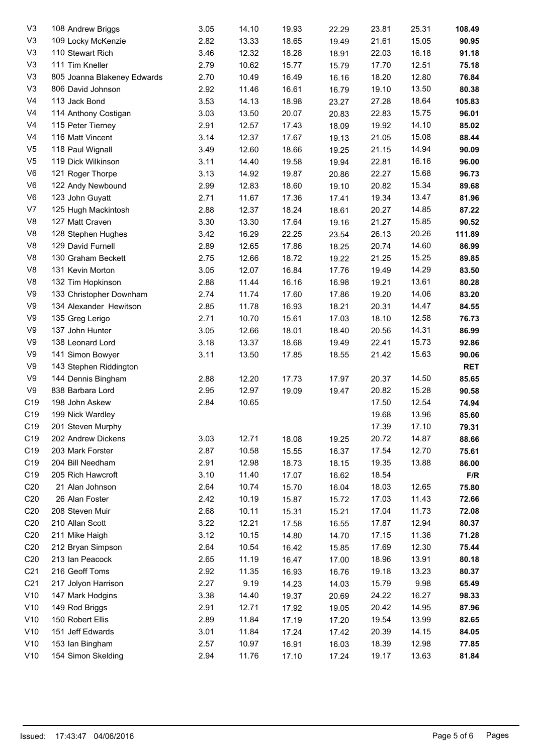| | | | | | | | | |
|---|---|---|---|---|---|---|---|---|
| V3 | 108 Andrew Briggs | 3.05 | 14.10 | 19.93 | 22.29 | 23.81 | 25.31 | **108.49** |
| V3 | 109 Locky McKenzie | 2.82 | 13.33 | 18.65 | 19.49 | 21.61 | 15.05 | **90.95** |
| V3 | 110 Stewart Rich | 3.46 | 12.32 | 18.28 | 18.91 | 22.03 | 16.18 | **91.18** |
| V3 | 111 Tim Kneller | 2.79 | 10.62 | 15.77 | 15.79 | 17.70 | 12.51 | **75.18** |
| V3 | 805 Joanna Blakeney Edwards | 2.70 | 10.49 | 16.49 | 16.16 | 18.20 | 12.80 | **76.84** |
| V3 | 806 David Johnson | 2.92 | 11.46 | 16.61 | 16.79 | 19.10 | 13.50 | **80.38** |
| V4 | 113 Jack Bond | 3.53 | 14.13 | 18.98 | 23.27 | 27.28 | 18.64 | **105.83** |
| V4 | 114 Anthony Costigan | 3.03 | 13.50 | 20.07 | 20.83 | 22.83 | 15.75 | **96.01** |
| V4 | 115 Peter Tierney | 2.91 | 12.57 | 17.43 | 18.09 | 19.92 | 14.10 | **85.02** |
| V4 | 116 Matt Vincent | 3.14 | 12.37 | 17.67 | 19.13 | 21.05 | 15.08 | **88.44** |
| V5 | 118 Paul Wignall | 3.49 | 12.60 | 18.66 | 19.25 | 21.15 | 14.94 | **90.09** |
| V5 | 119 Dick Wilkinson | 3.11 | 14.40 | 19.58 | 19.94 | 22.81 | 16.16 | **96.00** |
| V6 | 121 Roger Thorpe | 3.13 | 14.92 | 19.87 | 20.86 | 22.27 | 15.68 | **96.73** |
| V6 | 122 Andy Newbound | 2.99 | 12.83 | 18.60 | 19.10 | 20.82 | 15.34 | **89.68** |
| V6 | 123 John Guyatt | 2.71 | 11.67 | 17.36 | 17.41 | 19.34 | 13.47 | **81.96** |
| V7 | 125 Hugh Mackintosh | 2.88 | 12.37 | 18.24 | 18.61 | 20.27 | 14.85 | **87.22** |
| V8 | 127 Matt Craven | 3.30 | 13.30 | 17.64 | 19.16 | 21.27 | 15.85 | **90.52** |
| V8 | 128 Stephen Hughes | 3.42 | 16.29 | 22.25 | 23.54 | 26.13 | 20.26 | **111.89** |
| V8 | 129 David Furnell | 2.89 | 12.65 | 17.86 | 18.25 | 20.74 | 14.60 | **86.99** |
| V8 | 130 Graham Beckett | 2.75 | 12.66 | 18.72 | 19.22 | 21.25 | 15.25 | **89.85** |
| V8 | 131 Kevin Morton | 3.05 | 12.07 | 16.84 | 17.76 | 19.49 | 14.29 | **83.50** |
| V8 | 132 Tim Hopkinson | 2.88 | 11.44 | 16.16 | 16.98 | 19.21 | 13.61 | **80.28** |
| V9 | 133 Christopher Downham | 2.74 | 11.74 | 17.60 | 17.86 | 19.20 | 14.06 | **83.20** |
| V9 | 134 Alexander Hewitson | 2.85 | 11.78 | 16.93 | 18.21 | 20.31 | 14.47 | **84.55** |
| V9 | 135 Greg Lerigo | 2.71 | 10.70 | 15.61 | 17.03 | 18.10 | 12.58 | **76.73** |
| V9 | 137 John Hunter | 3.05 | 12.66 | 18.01 | 18.40 | 20.56 | 14.31 | **86.99** |
| V9 | 138 Leonard Lord | 3.18 | 13.37 | 18.68 | 19.49 | 22.41 | 15.73 | **92.86** |
| V9 | 141 Simon Bowyer | 3.11 | 13.50 | 17.85 | 18.55 | 21.42 | 15.63 | **90.06** |
| V9 | 143 Stephen Riddington | | | | | | | **RET** |
| V9 | 144 Dennis Bingham | 2.88 | 12.20 | 17.73 | 17.97 | 20.37 | 14.50 | **85.65** |
| V9 | 838 Barbara Lord | 2.95 | 12.97 | 19.09 | 19.47 | 20.82 | 15.28 | **90.58** |
| C19 | 198 John Askew | 2.84 | 10.65 | | | 17.50 | 12.54 | **74.94** |
| C19 | 199 Nick Wardley | | | | | 19.68 | 13.96 | **85.60** |
| C19 | 201 Steven Murphy | | | | | 17.39 | 17.10 | **79.31** |
| C19 | 202 Andrew Dickens | 3.03 | 12.71 | 18.08 | 19.25 | 20.72 | 14.87 | **88.66** |
| C19 | 203 Mark Forster | 2.87 | 10.58 | 15.55 | 16.37 | 17.54 | 12.70 | **75.61** |
| C19 | 204 Bill Needham | 2.91 | 12.98 | 18.73 | 18.15 | 19.35 | 13.88 | **86.00** |
| C19 | 205 Rich Hawcroft | 3.10 | 11.40 | 17.07 | 16.62 | 18.54 | | **F/R** |
| C20 | 21 Alan Johnson | 2.64 | 10.74 | 15.70 | 16.04 | 18.03 | 12.65 | **75.80** |
| C20 | 26 Alan Foster | 2.42 | 10.19 | 15.87 | 15.72 | 17.03 | 11.43 | **72.66** |
| C20 | 208 Steven Muir | 2.68 | 10.11 | 15.31 | 15.21 | 17.04 | 11.73 | **72.08** |
| C20 | 210 Allan Scott | 3.22 | 12.21 | 17.58 | 16.55 | 17.87 | 12.94 | **80.37** |
| C20 | 211 Mike Haigh | 3.12 | 10.15 | 14.80 | 14.70 | 17.15 | 11.36 | **71.28** |
| C20 | 212 Bryan Simpson | 2.64 | 10.54 | 16.42 | 15.85 | 17.69 | 12.30 | **75.44** |
| C20 | 213 Ian Peacock | 2.65 | 11.19 | 16.47 | 17.00 | 18.96 | 13.91 | **80.18** |
| C21 | 216 Geoff Toms | 2.92 | 11.35 | 16.93 | 16.76 | 19.18 | 13.23 | **80.37** |
| C21 | 217 Jolyon Harrison | 2.27 | 9.19 | 14.23 | 14.03 | 15.79 | 9.98 | **65.49** |
| V10 | 147 Mark Hodgins | 3.38 | 14.40 | 19.37 | 20.69 | 24.22 | 16.27 | **98.33** |
| V10 | 149 Rod Briggs | 2.91 | 12.71 | 17.92 | 19.05 | 20.42 | 14.95 | **87.96** |
| V10 | 150 Robert Ellis | 2.89 | 11.84 | 17.19 | 17.20 | 19.54 | 13.99 | **82.65** |
| V10 | 151 Jeff Edwards | 3.01 | 11.84 | 17.24 | 17.42 | 20.39 | 14.15 | **84.05** |
| V10 | 153 Ian Bingham | 2.57 | 10.97 | 16.91 | 16.03 | 18.39 | 12.98 | **77.85** |
| V10 | 154 Simon Skelding | 2.94 | 11.76 | 17.10 | 17.24 | 19.17 | 13.63 | **81.84** |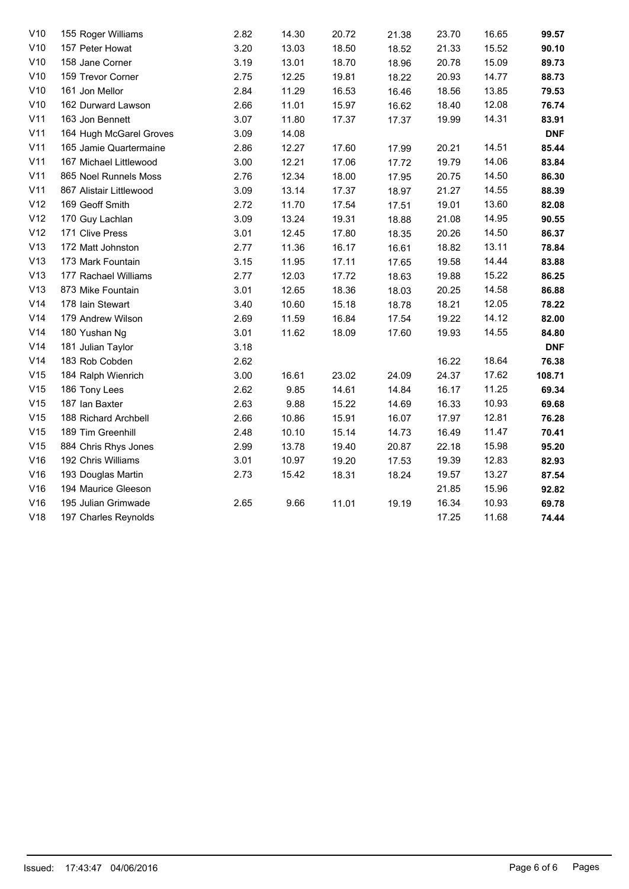| | | | | | | | | |
|---|---|---|---|---|---|---|---|---|
| V10 | 155 Roger Williams | 2.82 | 14.30 | 20.72 | 21.38 | 23.70 | 16.65 | **99.57** |
| V10 | 157 Peter Howat | 3.20 | 13.03 | 18.50 | 18.52 | 21.33 | 15.52 | **90.10** |
| V10 | 158 Jane Corner | 3.19 | 13.01 | 18.70 | 18.96 | 20.78 | 15.09 | **89.73** |
| V10 | 159 Trevor Corner | 2.75 | 12.25 | 19.81 | 18.22 | 20.93 | 14.77 | **88.73** |
| V10 | 161 Jon Mellor | 2.84 | 11.29 | 16.53 | 16.46 | 18.56 | 13.85 | **79.53** |
| V10 | 162 Durward Lawson | 2.66 | 11.01 | 15.97 | 16.62 | 18.40 | 12.08 | **76.74** |
| V11 | 163 Jon Bennett | 3.07 | 11.80 | 17.37 | 17.37 | 19.99 | 14.31 | **83.91** |
| V11 | 164 Hugh McGarel Groves | 3.09 | 14.08 | | | | | **DNF** |
| V11 | 165 Jamie Quartermaine | 2.86 | 12.27 | 17.60 | 17.99 | 20.21 | 14.51 | **85.44** |
| V11 | 167 Michael Littlewood | 3.00 | 12.21 | 17.06 | 17.72 | 19.79 | 14.06 | **83.84** |
| V11 | 865 Noel Runnels Moss | 2.76 | 12.34 | 18.00 | 17.95 | 20.75 | 14.50 | **86.30** |
| V11 | 867 Alistair Littlewood | 3.09 | 13.14 | 17.37 | 18.97 | 21.27 | 14.55 | **88.39** |
| V12 | 169 Geoff Smith | 2.72 | 11.70 | 17.54 | 17.51 | 19.01 | 13.60 | **82.08** |
| V12 | 170 Guy Lachlan | 3.09 | 13.24 | 19.31 | 18.88 | 21.08 | 14.95 | **90.55** |
| V12 | 171 Clive Press | 3.01 | 12.45 | 17.80 | 18.35 | 20.26 | 14.50 | **86.37** |
| V13 | 172 Matt Johnston | 2.77 | 11.36 | 16.17 | 16.61 | 18.82 | 13.11 | **78.84** |
| V13 | 173 Mark Fountain | 3.15 | 11.95 | 17.11 | 17.65 | 19.58 | 14.44 | **83.88** |
| V13 | 177 Rachael Williams | 2.77 | 12.03 | 17.72 | 18.63 | 19.88 | 15.22 | **86.25** |
| V13 | 873 Mike Fountain | 3.01 | 12.65 | 18.36 | 18.03 | 20.25 | 14.58 | **86.88** |
| V14 | 178 Iain Stewart | 3.40 | 10.60 | 15.18 | 18.78 | 18.21 | 12.05 | **78.22** |
| V14 | 179 Andrew Wilson | 2.69 | 11.59 | 16.84 | 17.54 | 19.22 | 14.12 | **82.00** |
| V14 | 180 Yushan Ng | 3.01 | 11.62 | 18.09 | 17.60 | 19.93 | 14.55 | **84.80** |
| V14 | 181 Julian Taylor | 3.18 | | | | | | **DNF** |
| V14 | 183 Rob Cobden | 2.62 | | | | 16.22 | 18.64 | **76.38** |
| V15 | 184 Ralph Wienrich | 3.00 | 16.61 | 23.02 | 24.09 | 24.37 | 17.62 | **108.71** |
| V15 | 186 Tony Lees | 2.62 | 9.85 | 14.61 | 14.84 | 16.17 | 11.25 | **69.34** |
| V15 | 187 Ian Baxter | 2.63 | 9.88 | 15.22 | 14.69 | 16.33 | 10.93 | **69.68** |
| V15 | 188 Richard Archbell | 2.66 | 10.86 | 15.91 | 16.07 | 17.97 | 12.81 | **76.28** |
| V15 | 189 Tim Greenhill | 2.48 | 10.10 | 15.14 | 14.73 | 16.49 | 11.47 | **70.41** |
| V15 | 884 Chris Rhys Jones | 2.99 | 13.78 | 19.40 | 20.87 | 22.18 | 15.98 | **95.20** |
| V16 | 192 Chris Williams | 3.01 | 10.97 | 19.20 | 17.53 | 19.39 | 12.83 | **82.93** |
| V16 | 193 Douglas Martin | 2.73 | 15.42 | 18.31 | 18.24 | 19.57 | 13.27 | **87.54** |
| V16 | 194 Maurice Gleeson | | | | | 21.85 | 15.96 | **92.82** |
| V16 | 195 Julian Grimwade | 2.65 | 9.66 | 11.01 | 19.19 | 16.34 | 10.93 | **69.78** |
| V18 | 197 Charles Reynolds | | | | | 17.25 | 11.68 | **74.44** |

Issued: 17:43:47 04/06/2016